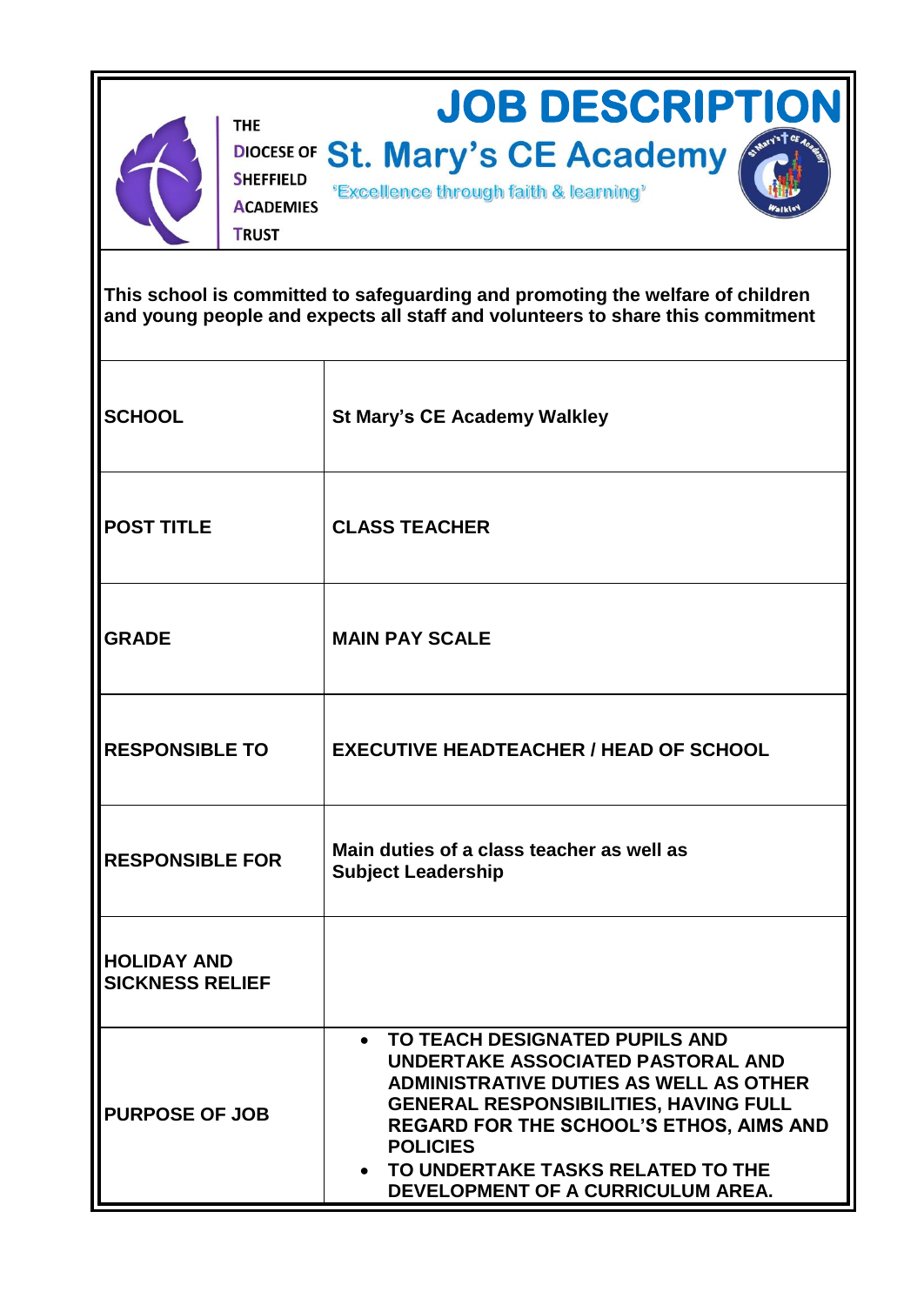THE DIOCESE OF SHEFFIELD ACADEMIES TRUST

# JOB DESCRIPTION

## St. Mary's CE Academy

'Excellence through faith & learning'

**This school is committed to safeguarding and promoting the welfare of children and young people and expects all staff and volunteers to share this commitment**

| | |
|---|---|
| **SCHOOL** | **St Mary's CE Academy Walkley** |
| **POST TITLE** | **CLASS TEACHER** |
| **GRADE** | **MAIN PAY SCALE** |
| **RESPONSIBLE TO** | **EXECUTIVE HEADTEACHER / HEAD OF SCHOOL** |
| **RESPONSIBLE FOR** | **Main duties of a class teacher as well as Subject Leadership** |
| **HOLIDAY AND SICKNESS RELIEF** | |
| **PURPOSE OF JOB** | • **TO TEACH DESIGNATED PUPILS AND UNDERTAKE ASSOCIATED PASTORAL AND ADMINISTRATIVE DUTIES AS WELL AS OTHER GENERAL RESPONSIBILITIES, HAVING FULL REGARD FOR THE SCHOOL'S ETHOS, AIMS AND POLICIES**<br>• **TO UNDERTAKE TASKS RELATED TO THE DEVELOPMENT OF A CURRICULUM AREA.** |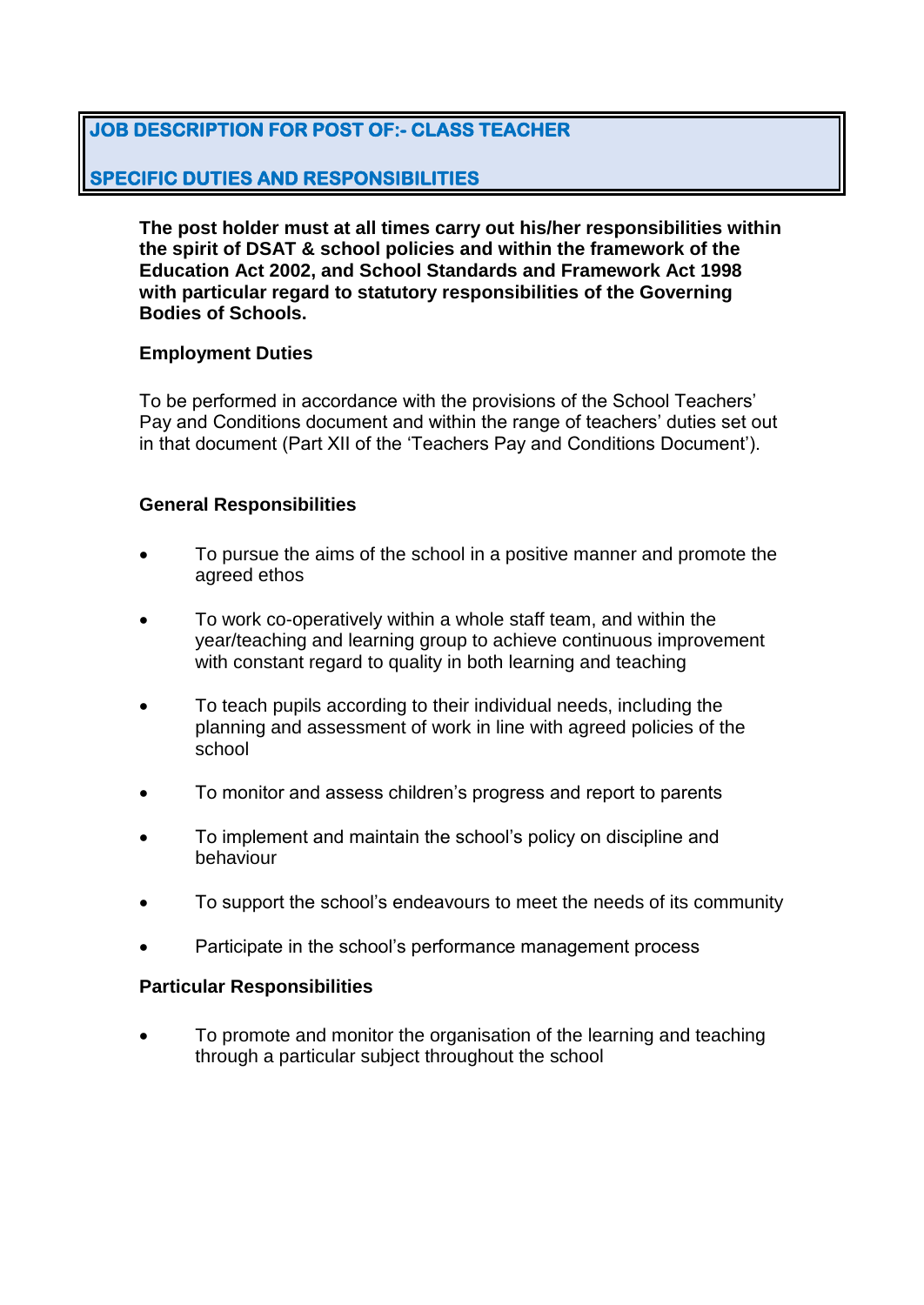## JOB DESCRIPTION FOR POST OF:- CLASS TEACHER

## SPECIFIC DUTIES AND RESPONSIBILITIES

**The post holder must at all times carry out his/her responsibilities within the spirit of DSAT & school policies and within the framework of the Education Act 2002, and School Standards and Framework Act 1998 with particular regard to statutory responsibilities of the Governing Bodies of Schools.**

**Employment Duties**

To be performed in accordance with the provisions of the School Teachers' Pay and Conditions document and within the range of teachers' duties set out in that document (Part XII of the 'Teachers Pay and Conditions Document').

**General Responsibilities**

- To pursue the aims of the school in a positive manner and promote the agreed ethos
- To work co-operatively within a whole staff team, and within the year/teaching and learning group to achieve continuous improvement with constant regard to quality in both learning and teaching
- To teach pupils according to their individual needs, including the planning and assessment of work in line with agreed policies of the school
- To monitor and assess children's progress and report to parents
- To implement and maintain the school's policy on discipline and behaviour
- To support the school's endeavours to meet the needs of its community
- Participate in the school's performance management process

**Particular Responsibilities**

- To promote and monitor the organisation of the learning and teaching through a particular subject throughout the school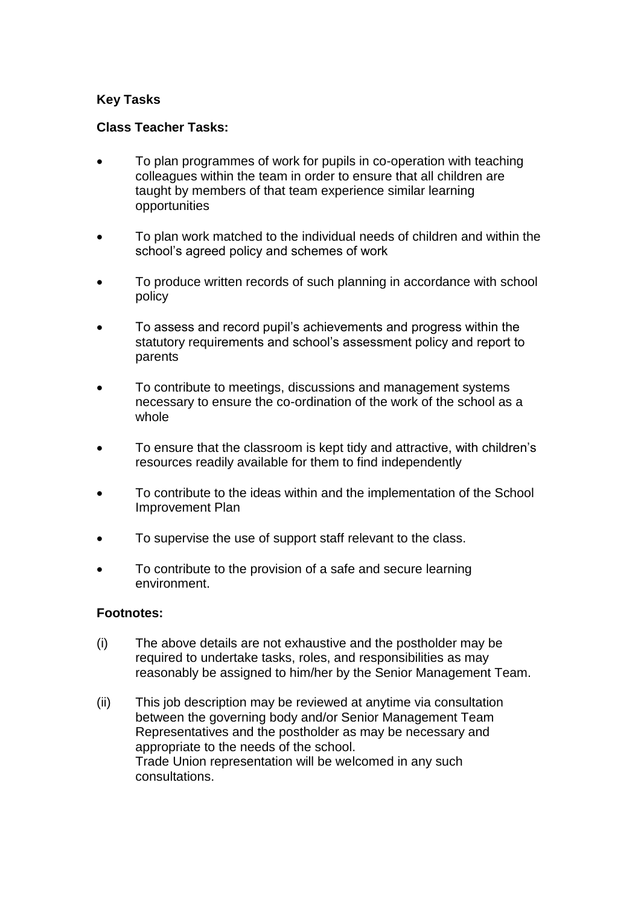**Key Tasks**

**Class Teacher Tasks:**

- To plan programmes of work for pupils in co-operation with teaching colleagues within the team in order to ensure that all children are taught by members of that team experience similar learning opportunities
- To plan work matched to the individual needs of children and within the school's agreed policy and schemes of work
- To produce written records of such planning in accordance with school policy
- To assess and record pupil's achievements and progress within the statutory requirements and school's assessment policy and report to parents
- To contribute to meetings, discussions and management systems necessary to ensure the co-ordination of the work of the school as a whole
- To ensure that the classroom is kept tidy and attractive, with children's resources readily available for them to find independently
- To contribute to the ideas within and the implementation of the School Improvement Plan
- To supervise the use of support staff relevant to the class.
- To contribute to the provision of a safe and secure learning environment.

**Footnotes:**

(i) The above details are not exhaustive and the postholder may be required to undertake tasks, roles, and responsibilities as may reasonably be assigned to him/her by the Senior Management Team.

(ii) This job description may be reviewed at anytime via consultation between the governing body and/or Senior Management Team Representatives and the postholder as may be necessary and appropriate to the needs of the school.
Trade Union representation will be welcomed in any such consultations.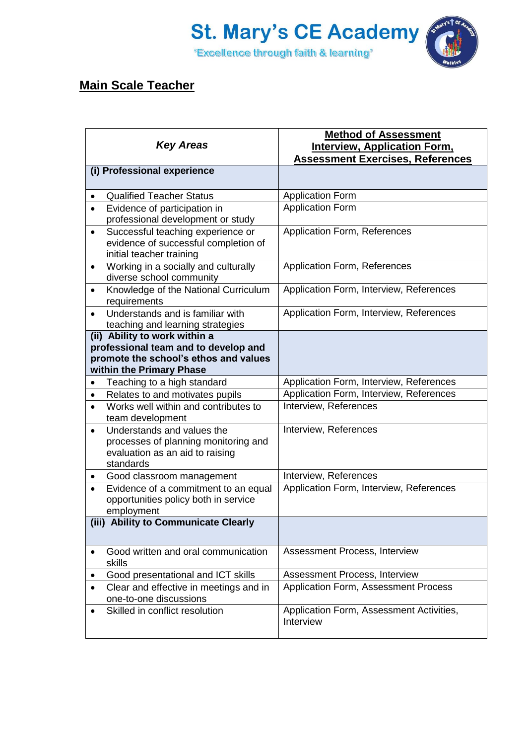# St. Mary's CE Academy

'Excellence through faith & learning'

## Main Scale Teacher

| *Key Areas* | **Method of Assessment Interview, Application Form, Assessment Exercises, References** |
| --- | --- |
| **(i) Professional experience** | |
| • Qualified Teacher Status | Application Form |
| • Evidence of participation in professional development or study | Application Form |
| • Successful teaching experience or evidence of successful completion of initial teacher training | Application Form, References |
| • Working in a socially and culturally diverse school community | Application Form, References |
| • Knowledge of the National Curriculum requirements | Application Form, Interview, References |
| • Understands and is familiar with teaching and learning strategies | Application Form, Interview, References |
| **(ii) Ability to work within a professional team and to develop and promote the school's ethos and values within the Primary Phase** | |
| • Teaching to a high standard | Application Form, Interview, References |
| • Relates to and motivates pupils | Application Form, Interview, References |
| • Works well within and contributes to team development | Interview, References |
| • Understands and values the processes of planning monitoring and evaluation as an aid to raising standards | Interview, References |
| • Good classroom management | Interview, References |
| • Evidence of a commitment to an equal opportunities policy both in service employment | Application Form, Interview, References |
| **(iii) Ability to Communicate Clearly** | |
| • Good written and oral communication skills | Assessment Process, Interview |
| • Good presentational and ICT skills | Assessment Process, Interview |
| • Clear and effective in meetings and in one-to-one discussions | Application Form, Assessment Process |
| • Skilled in conflict resolution | Application Form, Assessment Activities, Interview |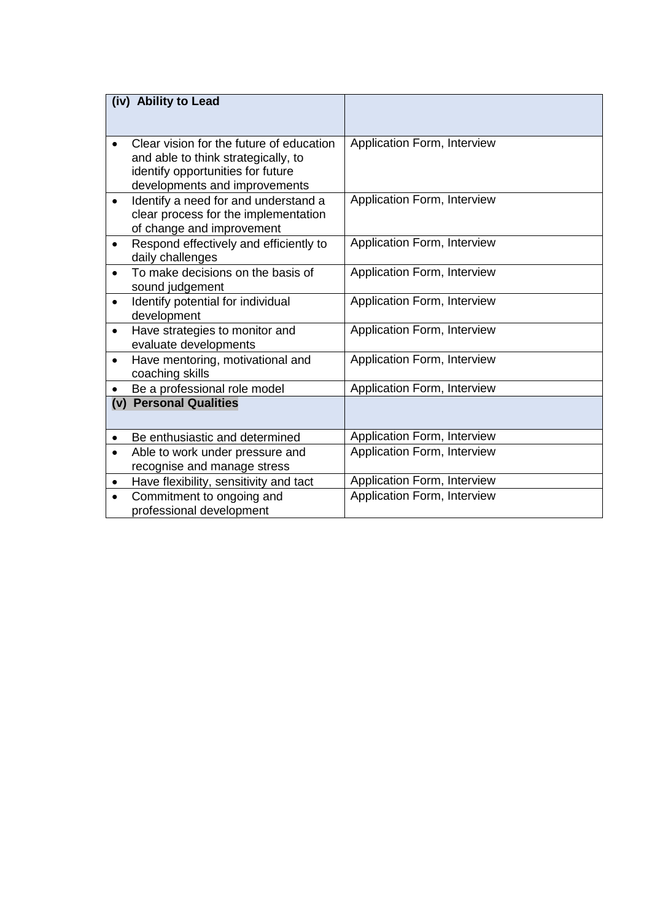| | |
|---|---|
| **(iv) Ability to Lead** | |
| • Clear vision for the future of education and able to think strategically, to identify opportunities for future developments and improvements | Application Form, Interview |
| • Identify a need for and understand a clear process for the implementation of change and improvement | Application Form, Interview |
| • Respond effectively and efficiently to daily challenges | Application Form, Interview |
| • To make decisions on the basis of sound judgement | Application Form, Interview |
| • Identify potential for individual development | Application Form, Interview |
| • Have strategies to monitor and evaluate developments | Application Form, Interview |
| • Have mentoring, motivational and coaching skills | Application Form, Interview |
| • Be a professional role model | Application Form, Interview |
| **(v) Personal Qualities** | |
| • Be enthusiastic and determined | Application Form, Interview |
| • Able to work under pressure and recognise and manage stress | Application Form, Interview |
| • Have flexibility, sensitivity and tact | Application Form, Interview |
| • Commitment to ongoing and professional development | Application Form, Interview |